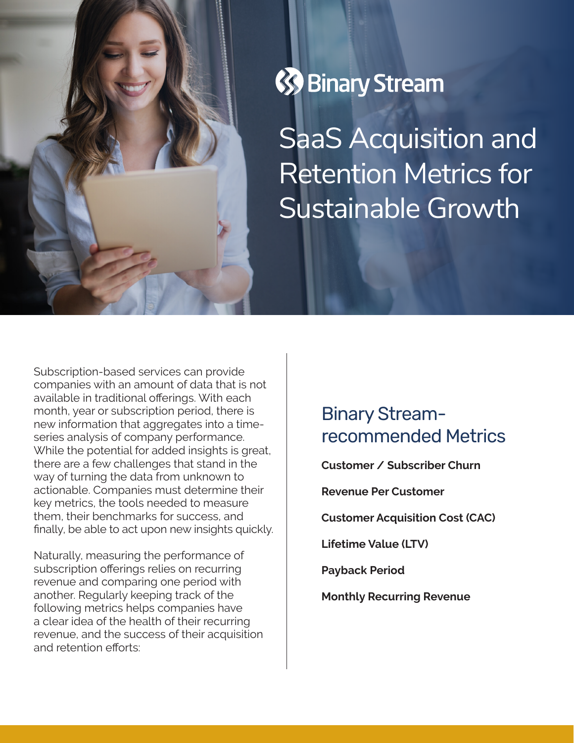Binary Stream

# SaaS Acquisition and Retention Metrics for Sustainable Growth

Subscription-based services can provide companies with an amount of data that is not available in traditional offerings. With each month, year or subscription period, there is new information that aggregates into a time-series analysis of company performance. While the potential for added insights is great, there are a few challenges that stand in the way of turning the data from unknown to actionable. Companies must determine their key metrics, the tools needed to measure them, their benchmarks for success, and finally, be able to act upon new insights quickly.

Naturally, measuring the performance of subscription offerings relies on recurring revenue and comparing one period with another. Regularly keeping track of the following metrics helps companies have a clear idea of the health of their recurring revenue, and the success of their acquisition and retention efforts:

## Binary Stream-recommended Metrics

**Customer / Subscriber Churn**

**Revenue Per Customer**

**Customer Acquisition Cost (CAC)**

**Lifetime Value (LTV)**

**Payback Period**

**Monthly Recurring Revenue**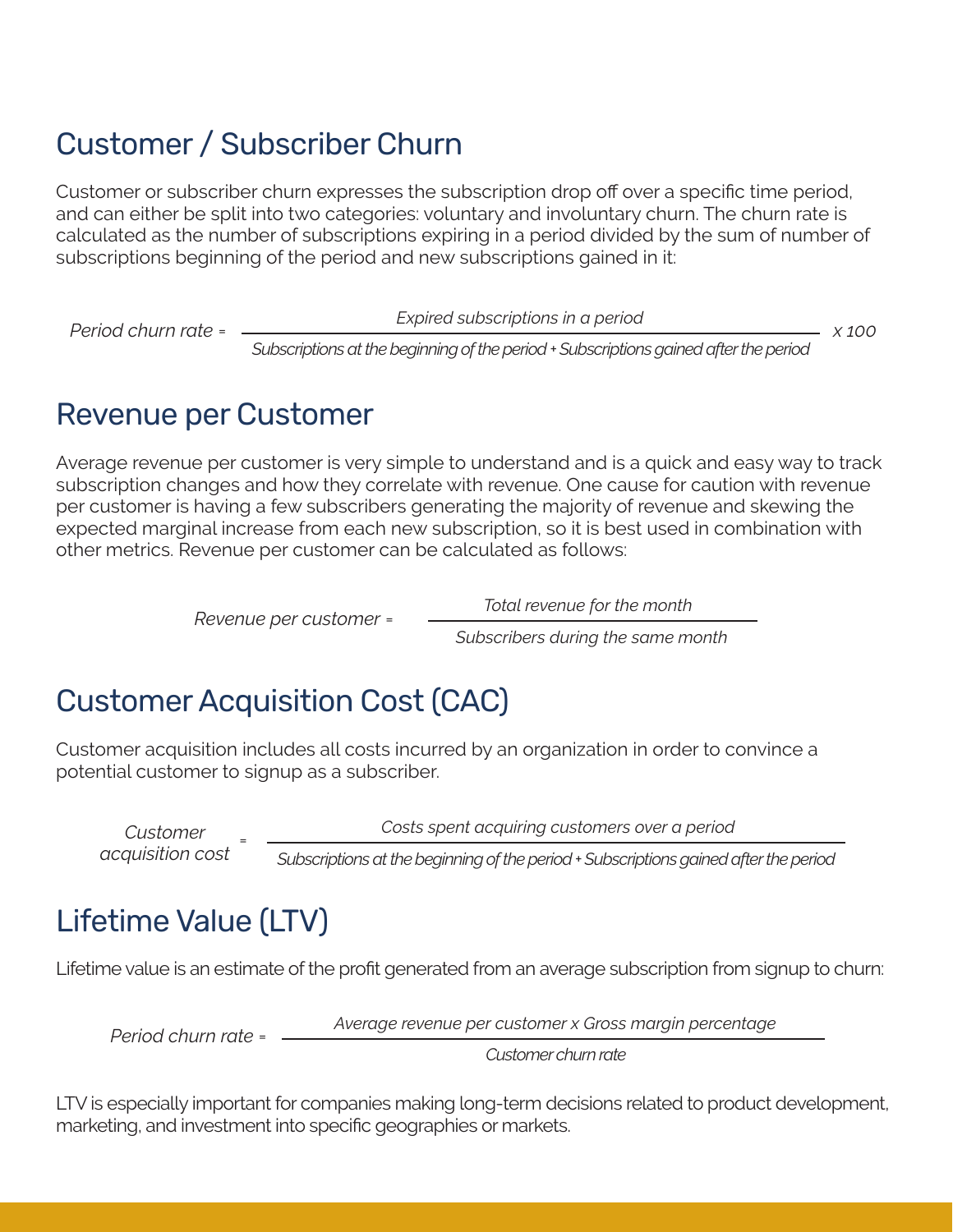## Customer / Subscriber Churn

Customer or subscriber churn expresses the subscription drop off over a specific time period, and can either be split into two categories: voluntary and involuntary churn. The churn rate is calculated as the number of subscriptions expiring in a period divided by the sum of number of subscriptions beginning of the period and new subscriptions gained in it:

$$\text{Period churn rate} = \frac{\text{Expired subscriptions in a period}}{\text{Subscriptions at the beginning of the period} + \text{Subscriptions gained after the period}} \times 100$$

## Revenue per Customer

Average revenue per customer is very simple to understand and is a quick and easy way to track subscription changes and how they correlate with revenue. One cause for caution with revenue per customer is having a few subscribers generating the majority of revenue and skewing the expected marginal increase from each new subscription, so it is best used in combination with other metrics. Revenue per customer can be calculated as follows:

$$\text{Revenue per customer} = \frac{\text{Total revenue for the month}}{\text{Subscribers during the same month}}$$

## Customer Acquisition Cost (CAC)

Customer acquisition includes all costs incurred by an organization in order to convince a potential customer to signup as a subscriber.

$$\text{Customer acquisition cost} = \frac{\text{Costs spent acquiring customers over a period}}{\text{Subscriptions at the beginning of the period} + \text{Subscriptions gained after the period}}$$

## Lifetime Value (LTV)

Lifetime value is an estimate of the profit generated from an average subscription from signup to churn:

$$\text{Period churn rate} = \frac{\text{Average revenue per customer} \times \text{Gross margin percentage}}{\text{Customer churn rate}}$$

LTV is especially important for companies making long-term decisions related to product development, marketing, and investment into specific geographies or markets.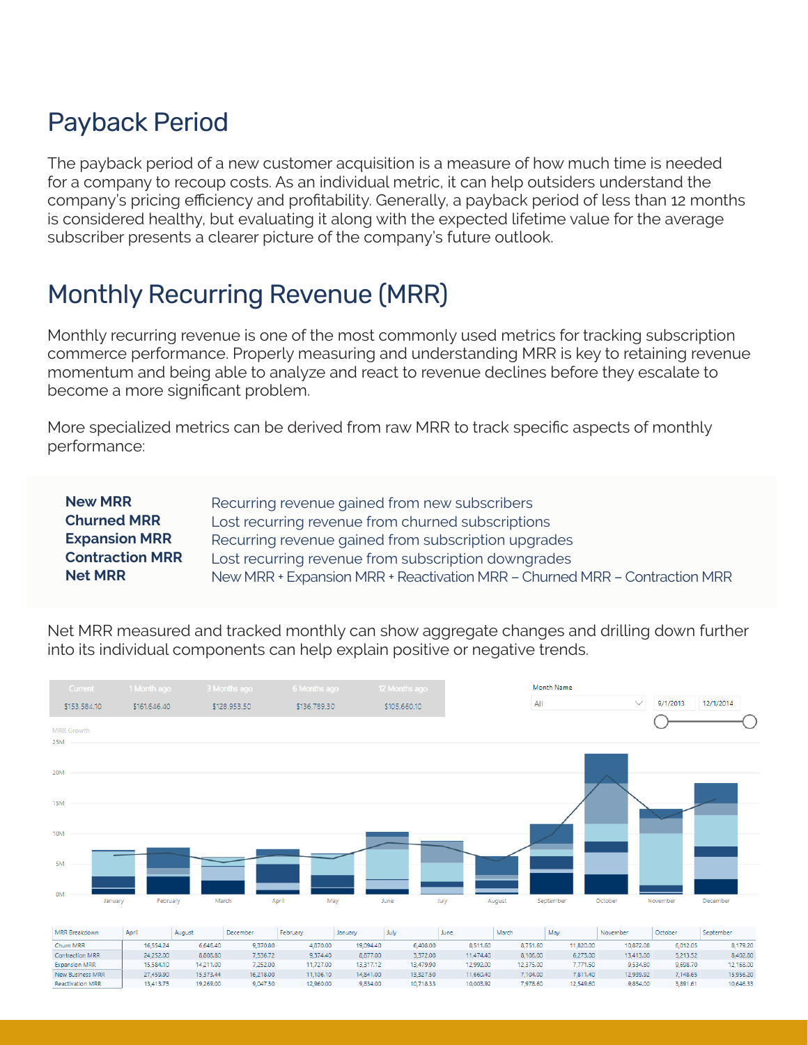## Payback Period

The payback period of a new customer acquisition is a measure of how much time is needed for a company to recoup costs. As an individual metric, it can help outsiders understand the company's pricing efficiency and profitability. Generally, a payback period of less than 12 months is considered healthy, but evaluating it along with the expected lifetime value for the average subscriber presents a clearer picture of the company's future outlook.

## Monthly Recurring Revenue (MRR)

Monthly recurring revenue is one of the most commonly used metrics for tracking subscription commerce performance. Properly measuring and understanding MRR is key to retaining revenue momentum and being able to analyze and react to revenue declines before they escalate to become a more significant problem.

More specialized metrics can be derived from raw MRR to track specific aspects of monthly performance:

| | |
|---|---|
| **New MRR** | Recurring revenue gained from new subscribers |
| **Churned MRR** | Lost recurring revenue from churned subscriptions |
| **Expansion MRR** | Recurring revenue gained from subscription upgrades |
| **Contraction MRR** | Lost recurring revenue from subscription downgrades |
| **Net MRR** | New MRR + Expansion MRR + Reactivation MRR – Churned MRR – Contraction MRR |

Net MRR measured and tracked monthly can show aggregate changes and drilling down further into its individual components can help explain positive or negative trends.

| Current | 1 Month ago | 3 Months ago | 6 Months ago | 12 Months ago |
|---|---|---|---|---|
| $153,584.10 | $161,646.40 | $128,953.50 | $136,789.30 | $105,660.10 |

Month Name: All | 9/1/2013 | 12/1/2014

MRR Growth

| MRR Breakdown | April | August | December | February | January | July | June | March | May | November | October | September |
|---|---|---|---|---|---|---|---|---|---|---|---|---|
| Churn MRR | 16,554.24 | 6,646.40 | 9,370.80 | 4,870.00 | 19,094.40 | 6,408.00 | 8,511.60 | 8,751.60 | 11,820.00 | 10,872.08 | 6,012.05 | 8,179.20 |
| Contraction MRR | 24,252.00 | 8,808.80 | 7,536.72 | 9,374.40 | 8,877.00 | 3,372.00 | 11,474.40 | 8,106.00 | 6,273.00 | 13,413.00 | 5,213.52 | 8,402.80 |
| Expansion MRR | 15,584.10 | 14,211.00 | 7,252.00 | 11,727.00 | 13,317.12 | 13,479.90 | 12,992.00 | 12,375.00 | 7,771.50 | 9,534.80 | 9,698.70 | 12,168.00 |
| New Business MRR | 27,459.90 | 15,373.44 | 16,218.00 | 11,106.10 | 14,841.00 | 13,327.50 | 11,660.40 | 7,104.00 | 7,811.40 | 12,939.92 | 7,148.65 | 15,956.20 |
| Reactivation MRR | 13,413.75 | 19,269.00 | 9,047.50 | 12,960.00 | 9,534.00 | 10,718.33 | 10,003.92 | 7,978.60 | 12,549.60 | 9,854.00 | 5,881.61 | 10,646.33 |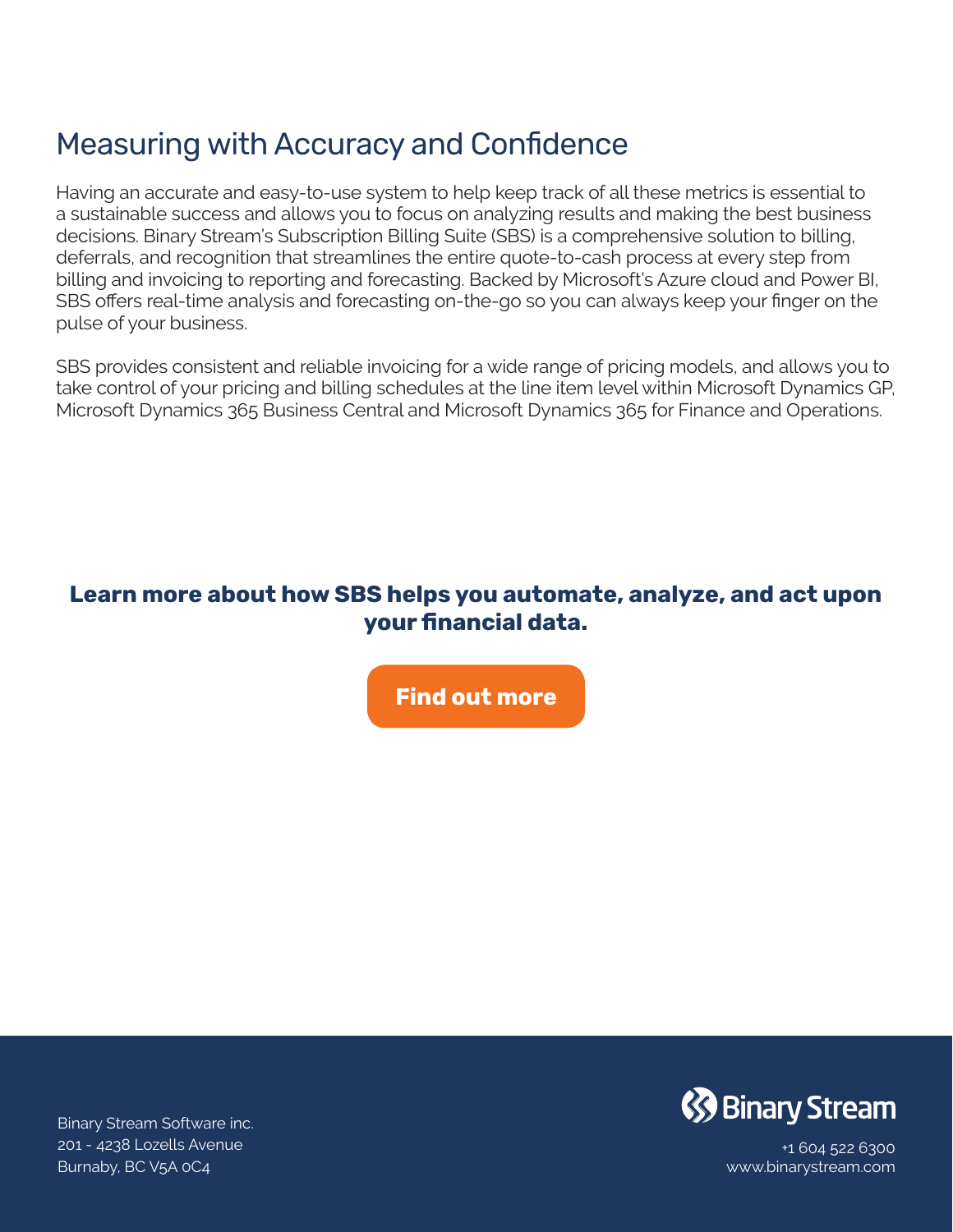# Measuring with Accuracy and Confidence

Having an accurate and easy-to-use system to help keep track of all these metrics is essential to a sustainable success and allows you to focus on analyzing results and making the best business decisions. Binary Stream's Subscription Billing Suite (SBS) is a comprehensive solution to billing, deferrals, and recognition that streamlines the entire quote-to-cash process at every step from billing and invoicing to reporting and forecasting. Backed by Microsoft's Azure cloud and Power BI, SBS offers real-time analysis and forecasting on-the-go so you can always keep your finger on the pulse of your business.

SBS provides consistent and reliable invoicing for a wide range of pricing models, and allows you to take control of your pricing and billing schedules at the line item level within Microsoft Dynamics GP, Microsoft Dynamics 365 Business Central and Microsoft Dynamics 365 for Finance and Operations.

**Learn more about how SBS helps you automate, analyze, and act upon your financial data.**

**Find out more**

Binary Stream Software inc.
201 - 4238 Lozells Avenue
Burnaby, BC V5A 0C4

Binary Stream

+1 604 522 6300
www.binarystream.com